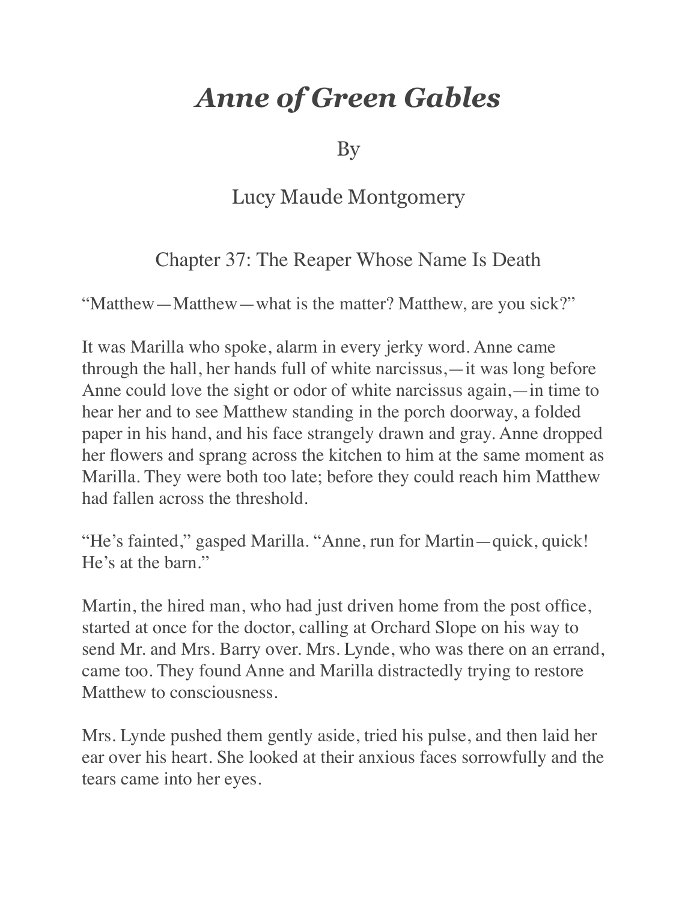# *Anne of Green Gables*

By

Lucy Maude Montgomery

## Chapter 37: The Reaper Whose Name Is Death

"Matthew—Matthew—what is the matter? Matthew, are you sick?"

It was Marilla who spoke, alarm in every jerky word. Anne came through the hall, her hands full of white narcissus,—it was long before Anne could love the sight or odor of white narcissus again,—in time to hear her and to see Matthew standing in the porch doorway, a folded paper in his hand, and his face strangely drawn and gray. Anne dropped her flowers and sprang across the kitchen to him at the same moment as Marilla. They were both too late; before they could reach him Matthew had fallen across the threshold.

"He's fainted," gasped Marilla. "Anne, run for Martin—quick, quick! He's at the barn."

Martin, the hired man, who had just driven home from the post office, started at once for the doctor, calling at Orchard Slope on his way to send Mr. and Mrs. Barry over. Mrs. Lynde, who was there on an errand, came too. They found Anne and Marilla distractedly trying to restore Matthew to consciousness.

Mrs. Lynde pushed them gently aside, tried his pulse, and then laid her ear over his heart. She looked at their anxious faces sorrowfully and the tears came into her eyes.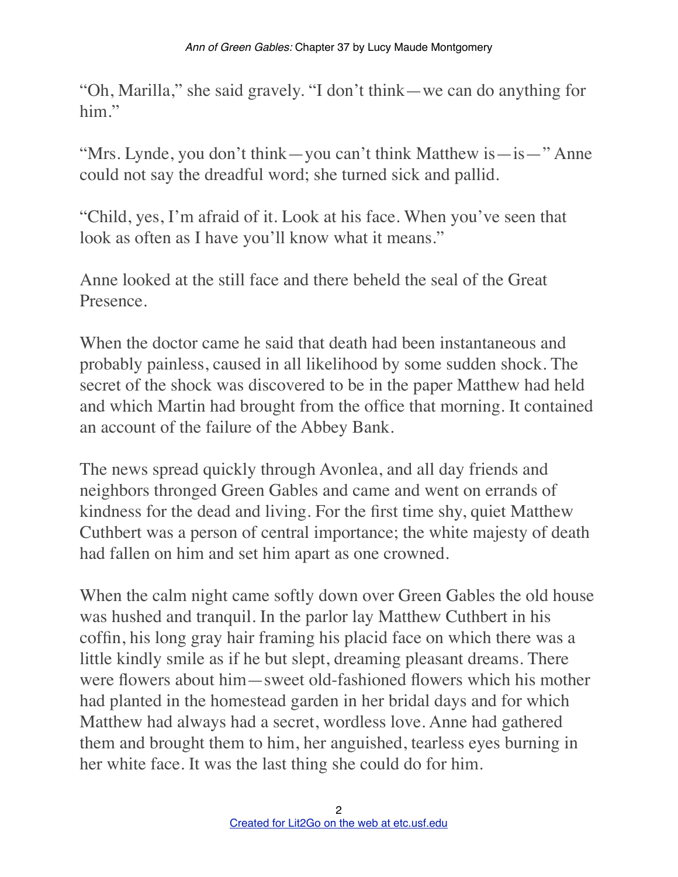“Oh, Marilla,” she said gravely. “I don’t think—we can do anything for him.”

“Mrs. Lynde, you don’t think—you can’t think Matthew is—is—” Anne could not say the dreadful word; she turned sick and pallid.

“Child, yes, I’m afraid of it. Look at his face. When you’ve seen that look as often as I have you’ll know what it means.”

Anne looked at the still face and there beheld the seal of the Great Presence.

When the doctor came he said that death had been instantaneous and probably painless, caused in all likelihood by some sudden shock. The secret of the shock was discovered to be in the paper Matthew had held and which Martin had brought from the office that morning. It contained an account of the failure of the Abbey Bank.

The news spread quickly through Avonlea, and all day friends and neighbors thronged Green Gables and came and went on errands of kindness for the dead and living. For the first time shy, quiet Matthew Cuthbert was a person of central importance; the white majesty of death had fallen on him and set him apart as one crowned.

When the calm night came softly down over Green Gables the old house was hushed and tranquil. In the parlor lay Matthew Cuthbert in his coffin, his long gray hair framing his placid face on which there was a little kindly smile as if he but slept, dreaming pleasant dreams. There were flowers about him—sweet old-fashioned flowers which his mother had planted in the homestead garden in her bridal days and for which Matthew had always had a secret, wordless love. Anne had gathered them and brought them to him, her anguished, tearless eyes burning in her white face. It was the last thing she could do for him.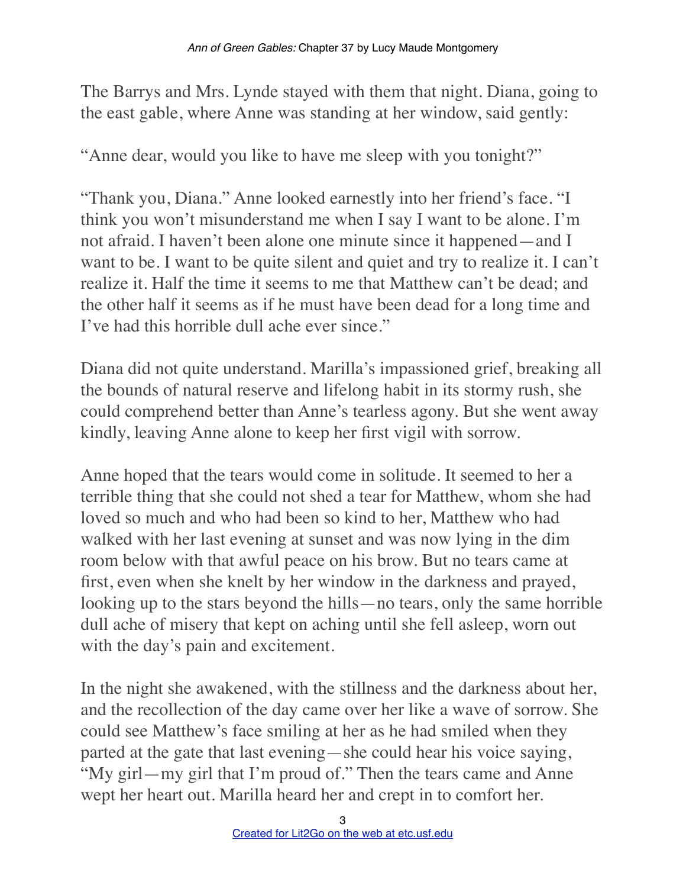The Barrys and Mrs. Lynde stayed with them that night. Diana, going to the east gable, where Anne was standing at her window, said gently:

"Anne dear, would you like to have me sleep with you tonight?"

"Thank you, Diana." Anne looked earnestly into her friend's face. "I think you won't misunderstand me when I say I want to be alone. I'm not afraid. I haven't been alone one minute since it happened—and I want to be. I want to be quite silent and quiet and try to realize it. I can't realize it. Half the time it seems to me that Matthew can't be dead; and the other half it seems as if he must have been dead for a long time and I've had this horrible dull ache ever since."

Diana did not quite understand. Marilla's impassioned grief, breaking all the bounds of natural reserve and lifelong habit in its stormy rush, she could comprehend better than Anne's tearless agony. But she went away kindly, leaving Anne alone to keep her first vigil with sorrow.

Anne hoped that the tears would come in solitude. It seemed to her a terrible thing that she could not shed a tear for Matthew, whom she had loved so much and who had been so kind to her, Matthew who had walked with her last evening at sunset and was now lying in the dim room below with that awful peace on his brow. But no tears came at first, even when she knelt by her window in the darkness and prayed, looking up to the stars beyond the hills—no tears, only the same horrible dull ache of misery that kept on aching until she fell asleep, worn out with the day's pain and excitement.

In the night she awakened, with the stillness and the darkness about her, and the recollection of the day came over her like a wave of sorrow. She could see Matthew's face smiling at her as he had smiled when they parted at the gate that last evening—she could hear his voice saying, "My girl—my girl that I'm proud of." Then the tears came and Anne wept her heart out. Marilla heard her and crept in to comfort her.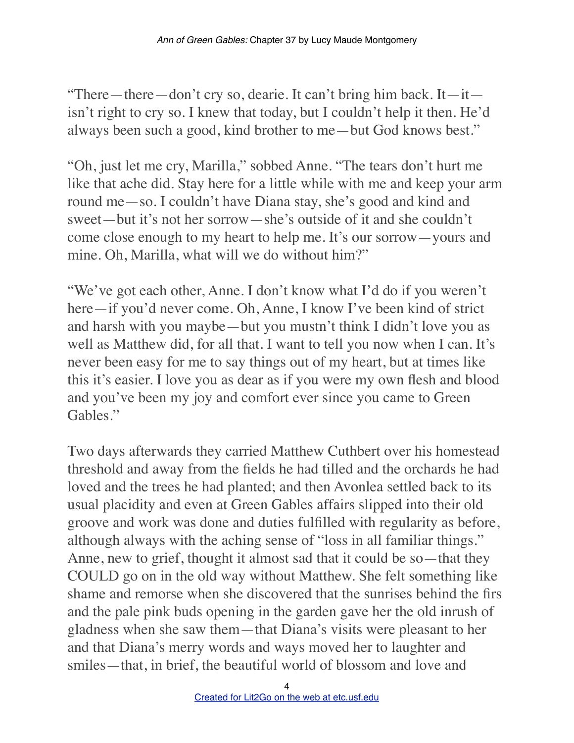"There—there—don't cry so, dearie. It can't bring him back. It—it—isn't right to cry so. I knew that today, but I couldn't help it then. He'd always been such a good, kind brother to me—but God knows best."

"Oh, just let me cry, Marilla," sobbed Anne. "The tears don't hurt me like that ache did. Stay here for a little while with me and keep your arm round me—so. I couldn't have Diana stay, she's good and kind and sweet—but it's not her sorrow—she's outside of it and she couldn't come close enough to my heart to help me. It's our sorrow—yours and mine. Oh, Marilla, what will we do without him?"

"We've got each other, Anne. I don't know what I'd do if you weren't here—if you'd never come. Oh, Anne, I know I've been kind of strict and harsh with you maybe—but you mustn't think I didn't love you as well as Matthew did, for all that. I want to tell you now when I can. It's never been easy for me to say things out of my heart, but at times like this it's easier. I love you as dear as if you were my own flesh and blood and you've been my joy and comfort ever since you came to Green Gables."

Two days afterwards they carried Matthew Cuthbert over his homestead threshold and away from the fields he had tilled and the orchards he had loved and the trees he had planted; and then Avonlea settled back to its usual placidity and even at Green Gables affairs slipped into their old groove and work was done and duties fulfilled with regularity as before, although always with the aching sense of "loss in all familiar things." Anne, new to grief, thought it almost sad that it could be so—that they COULD go on in the old way without Matthew. She felt something like shame and remorse when she discovered that the sunrises behind the firs and the pale pink buds opening in the garden gave her the old inrush of gladness when she saw them—that Diana's visits were pleasant to her and that Diana's merry words and ways moved her to laughter and smiles—that, in brief, the beautiful world of blossom and love and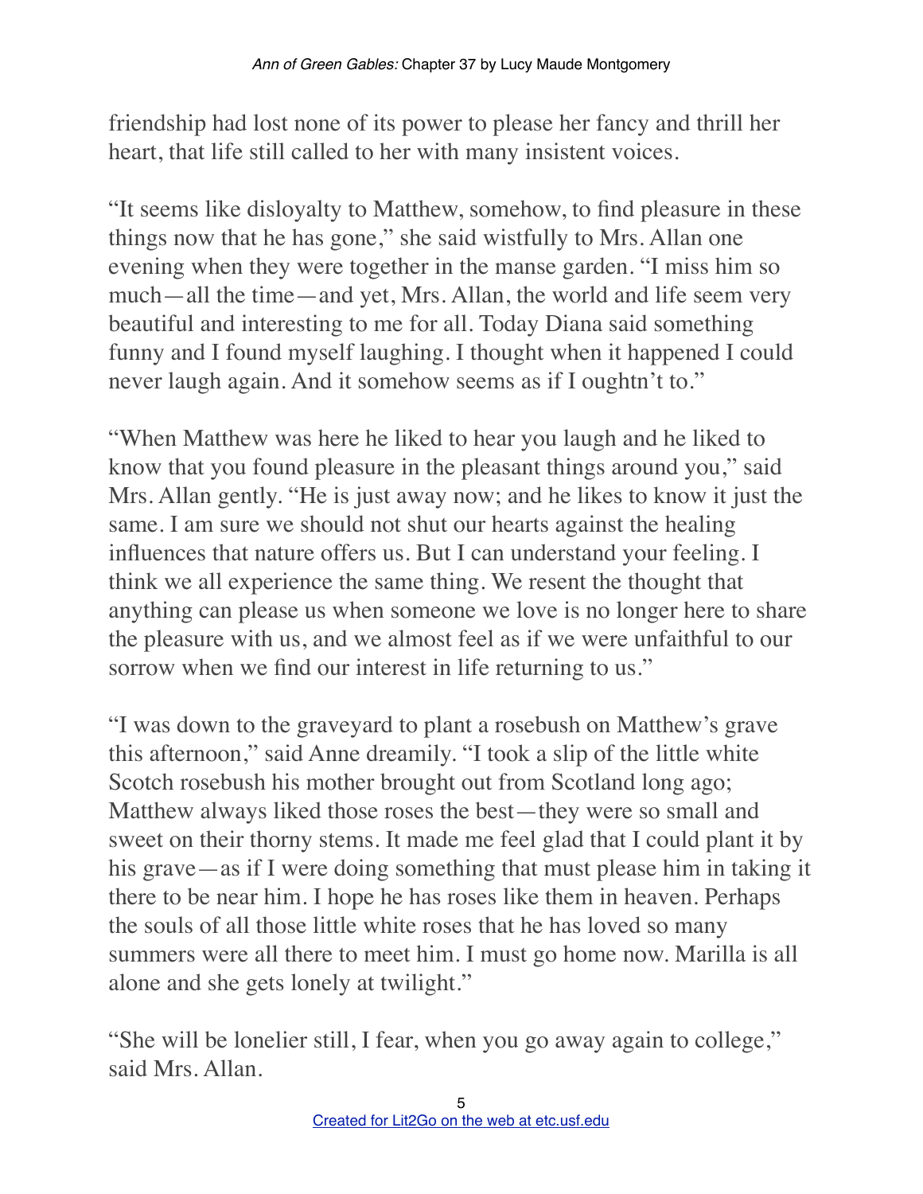friendship had lost none of its power to please her fancy and thrill her heart, that life still called to her with many insistent voices.

"It seems like disloyalty to Matthew, somehow, to find pleasure in these things now that he has gone," she said wistfully to Mrs. Allan one evening when they were together in the manse garden. "I miss him so much—all the time—and yet, Mrs. Allan, the world and life seem very beautiful and interesting to me for all. Today Diana said something funny and I found myself laughing. I thought when it happened I could never laugh again. And it somehow seems as if I oughtn't to."

"When Matthew was here he liked to hear you laugh and he liked to know that you found pleasure in the pleasant things around you," said Mrs. Allan gently. "He is just away now; and he likes to know it just the same. I am sure we should not shut our hearts against the healing influences that nature offers us. But I can understand your feeling. I think we all experience the same thing. We resent the thought that anything can please us when someone we love is no longer here to share the pleasure with us, and we almost feel as if we were unfaithful to our sorrow when we find our interest in life returning to us."

"I was down to the graveyard to plant a rosebush on Matthew's grave this afternoon," said Anne dreamily. "I took a slip of the little white Scotch rosebush his mother brought out from Scotland long ago; Matthew always liked those roses the best—they were so small and sweet on their thorny stems. It made me feel glad that I could plant it by his grave—as if I were doing something that must please him in taking it there to be near him. I hope he has roses like them in heaven. Perhaps the souls of all those little white roses that he has loved so many summers were all there to meet him. I must go home now. Marilla is all alone and she gets lonely at twilight."

"She will be lonelier still, I fear, when you go away again to college," said Mrs. Allan.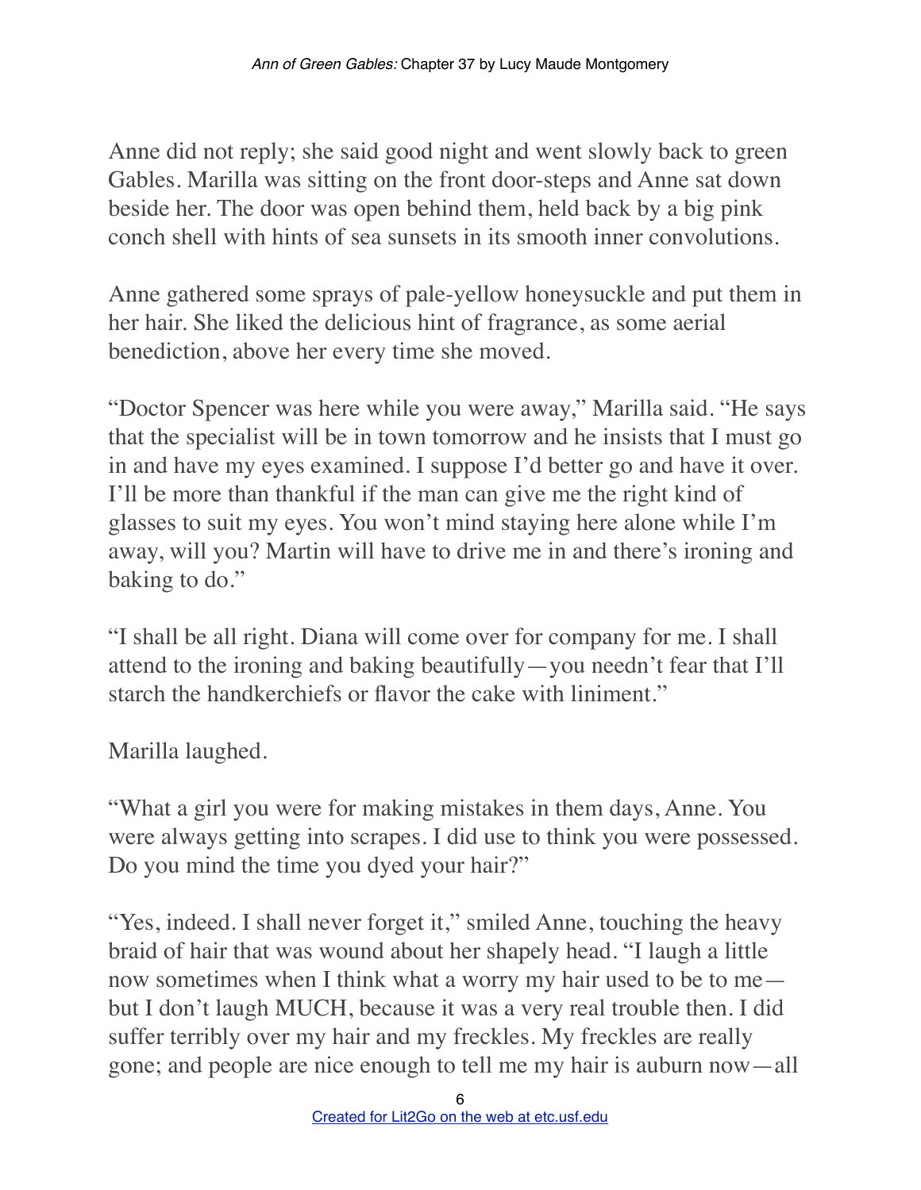Anne did not reply; she said good night and went slowly back to green Gables. Marilla was sitting on the front door-steps and Anne sat down beside her. The door was open behind them, held back by a big pink conch shell with hints of sea sunsets in its smooth inner convolutions.

Anne gathered some sprays of pale-yellow honeysuckle and put them in her hair. She liked the delicious hint of fragrance, as some aerial benediction, above her every time she moved.

“Doctor Spencer was here while you were away,” Marilla said. “He says that the specialist will be in town tomorrow and he insists that I must go in and have my eyes examined. I suppose I’d better go and have it over. I’ll be more than thankful if the man can give me the right kind of glasses to suit my eyes. You won’t mind staying here alone while I’m away, will you? Martin will have to drive me in and there’s ironing and baking to do.”

“I shall be all right. Diana will come over for company for me. I shall attend to the ironing and baking beautifully—you needn’t fear that I’ll starch the handkerchiefs or flavor the cake with liniment.”

Marilla laughed.

“What a girl you were for making mistakes in them days, Anne. You were always getting into scrapes. I did use to think you were possessed. Do you mind the time you dyed your hair?”

“Yes, indeed. I shall never forget it,” smiled Anne, touching the heavy braid of hair that was wound about her shapely head. “I laugh a little now sometimes when I think what a worry my hair used to be to me—but I don’t laugh MUCH, because it was a very real trouble then. I did suffer terribly over my hair and my freckles. My freckles are really gone; and people are nice enough to tell me my hair is auburn now—all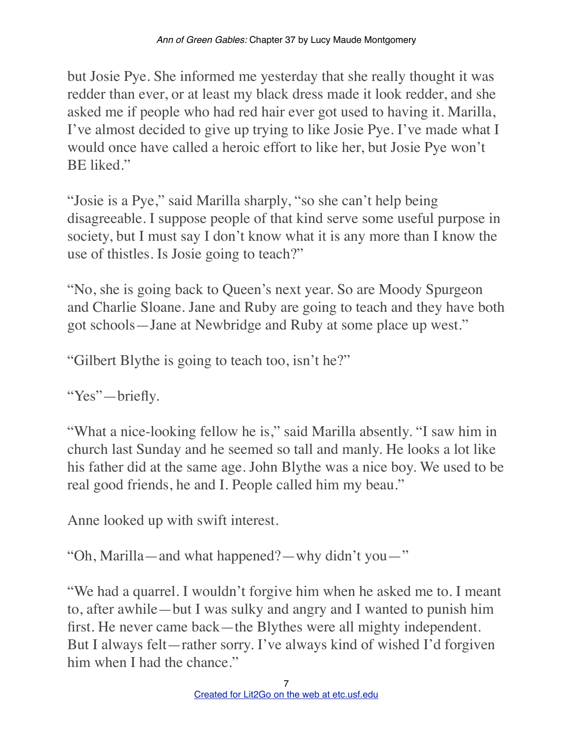but Josie Pye. She informed me yesterday that she really thought it was redder than ever, or at least my black dress made it look redder, and she asked me if people who had red hair ever got used to having it. Marilla, I've almost decided to give up trying to like Josie Pye. I've made what I would once have called a heroic effort to like her, but Josie Pye won't BE liked."

"Josie is a Pye," said Marilla sharply, "so she can't help being disagreeable. I suppose people of that kind serve some useful purpose in society, but I must say I don't know what it is any more than I know the use of thistles. Is Josie going to teach?"

"No, she is going back to Queen's next year. So are Moody Spurgeon and Charlie Sloane. Jane and Ruby are going to teach and they have both got schools—Jane at Newbridge and Ruby at some place up west."

"Gilbert Blythe is going to teach too, isn't he?"

"Yes"—briefly.

"What a nice-looking fellow he is," said Marilla absently. "I saw him in church last Sunday and he seemed so tall and manly. He looks a lot like his father did at the same age. John Blythe was a nice boy. We used to be real good friends, he and I. People called him my beau."

Anne looked up with swift interest.

"Oh, Marilla—and what happened?—why didn't you—"

"We had a quarrel. I wouldn't forgive him when he asked me to. I meant to, after awhile—but I was sulky and angry and I wanted to punish him first. He never came back—the Blythes were all mighty independent. But I always felt—rather sorry. I've always kind of wished I'd forgiven him when I had the chance."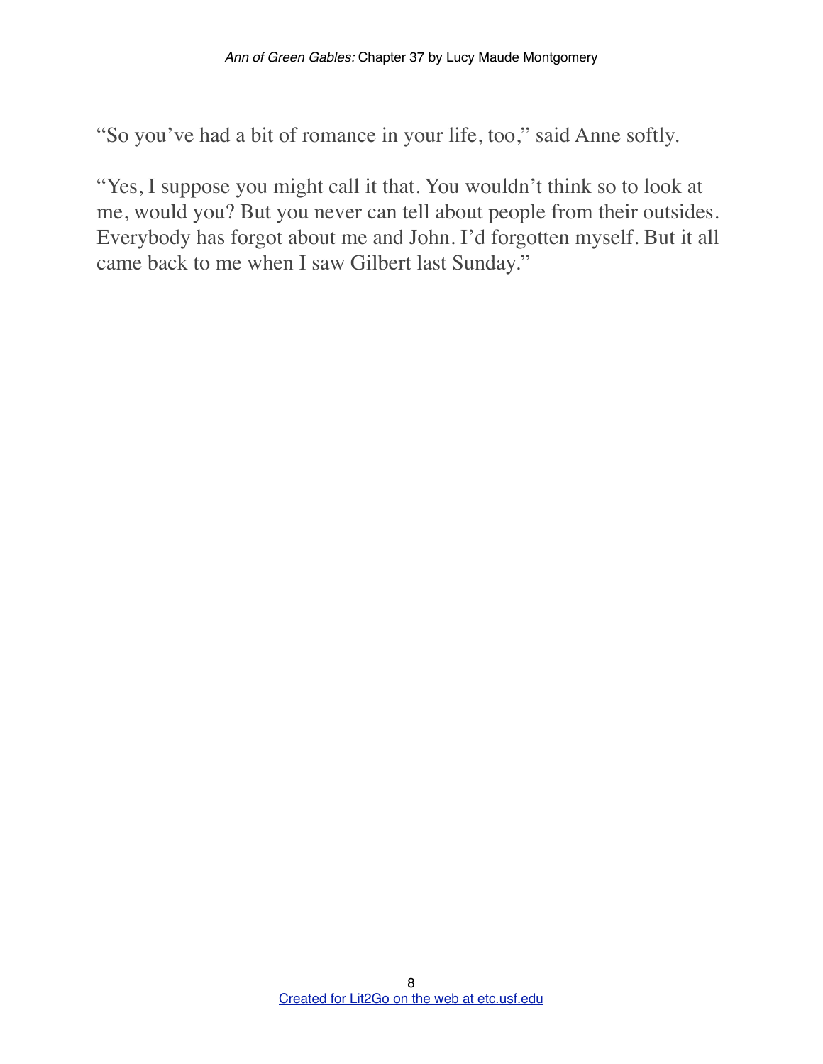"So you've had a bit of romance in your life, too," said Anne softly.

"Yes, I suppose you might call it that. You wouldn't think so to look at me, would you? But you never can tell about people from their outsides. Everybody has forgot about me and John. I'd forgotten myself. But it all came back to me when I saw Gilbert last Sunday."